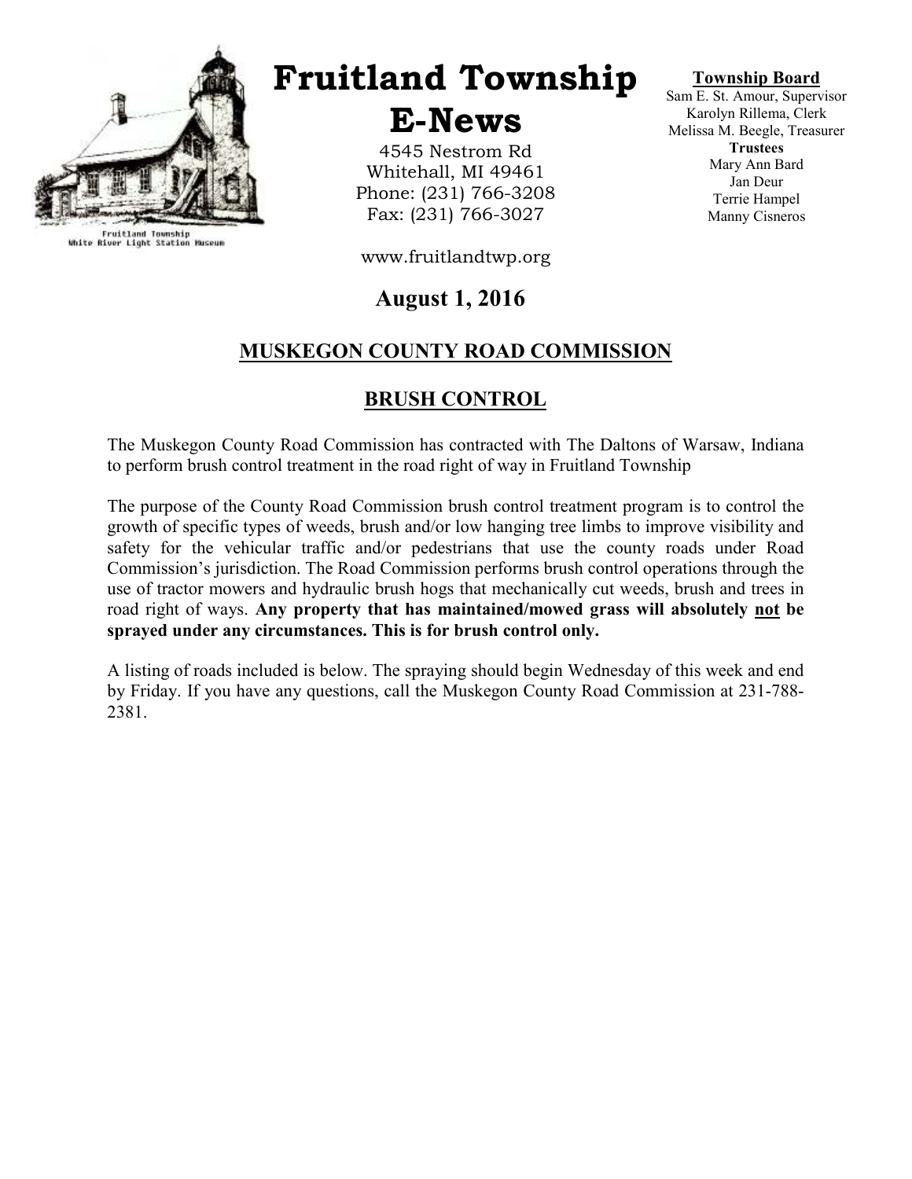Fruitland Township
White River Light Station Museum

# Fruitland Township E-News

4545 Nestrom Rd
Whitehall, MI 49461
Phone: (231) 766-3208
Fax: (231) 766-3027

www.fruitlandtwp.org

**Township Board**
Sam E. St. Amour, Supervisor
Karolyn Rillema, Clerk
Melissa M. Beegle, Treasurer
**Trustees**
Mary Ann Bard
Jan Deur
Terrie Hampel
Manny Cisneros

## August 1, 2016

## MUSKEGON COUNTY ROAD COMMISSION

## BRUSH CONTROL

The Muskegon County Road Commission has contracted with The Daltons of Warsaw, Indiana to perform brush control treatment in the road right of way in Fruitland Township

The purpose of the County Road Commission brush control treatment program is to control the growth of specific types of weeds, brush and/or low hanging tree limbs to improve visibility and safety for the vehicular traffic and/or pedestrians that use the county roads under Road Commission's jurisdiction. The Road Commission performs brush control operations through the use of tractor mowers and hydraulic brush hogs that mechanically cut weeds, brush and trees in road right of ways. **Any property that has maintained/mowed grass will absolutely not be sprayed under any circumstances. This is for brush control only.**

A listing of roads included is below. The spraying should begin Wednesday of this week and end by Friday. If you have any questions, call the Muskegon County Road Commission at 231-788-2381.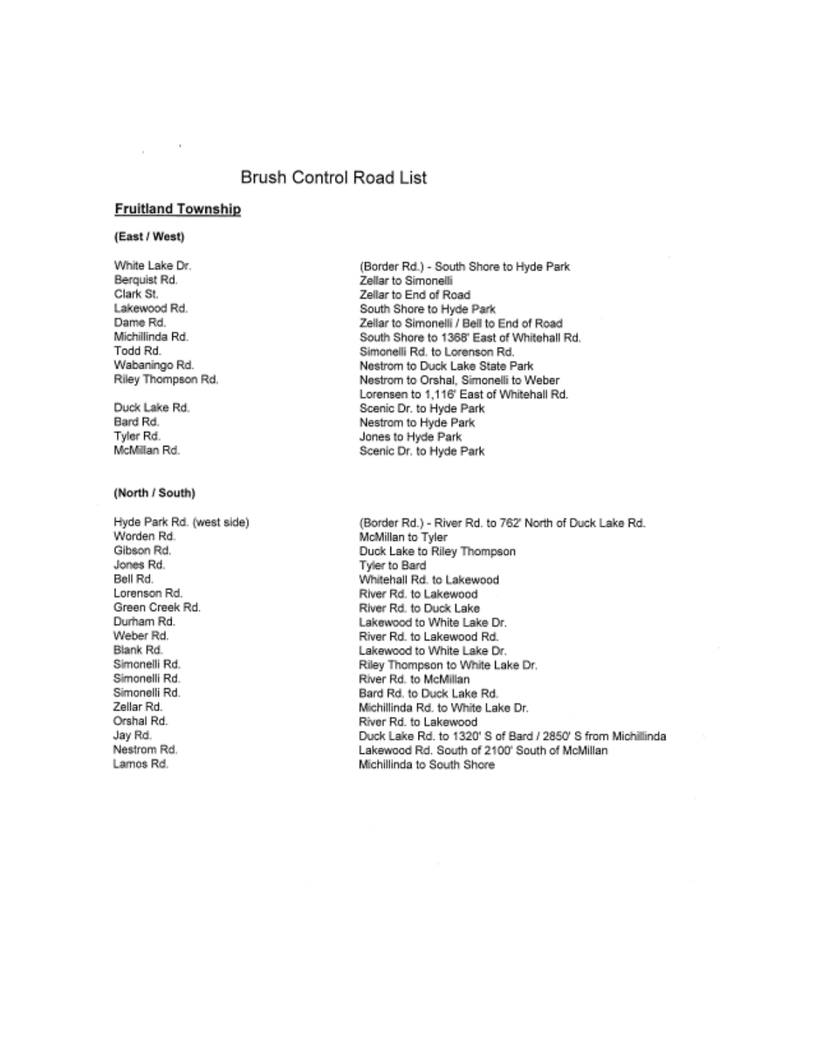# Brush Control Road List

## Fruitland Township

### (East / West)

| Road | Limits |
|---|---|
| White Lake Dr. | (Border Rd.) - South Shore to Hyde Park |
| Berquist Rd. | Zellar to Simonelli |
| Clark St. | Zellar to End of Road |
| Lakewood Rd. | South Shore to Hyde Park |
| Dame Rd. | Zellar to Simonelli / Bell to End of Road |
| Michillinda Rd. | South Shore to 1368' East of Whitehall Rd. |
| Todd Rd. | Simonelli Rd. to Lorenson Rd. |
| Wabaningo Rd. | Nestrom to Duck Lake State Park |
| Riley Thompson Rd. | Nestrom to Orshal, Simonelli to Weber<br>Lorensen to 1,116' East of Whitehall Rd. |
| Duck Lake Rd. | Scenic Dr. to Hyde Park |
| Bard Rd. | Nestrom to Hyde Park |
| Tyler Rd. | Jones to Hyde Park |
| McMillan Rd. | Scenic Dr. to Hyde Park |

### (North / South)

| Road | Limits |
|---|---|
| Hyde Park Rd. (west side) | (Border Rd.) - River Rd. to 762' North of Duck Lake Rd. |
| Worden Rd. | McMillan to Tyler |
| Gibson Rd. | Duck Lake to Riley Thompson |
| Jones Rd. | Tyler to Bard |
| Bell Rd. | Whitehall Rd. to Lakewood |
| Lorenson Rd. | River Rd. to Lakewood |
| Green Creek Rd. | River Rd. to Duck Lake |
| Durham Rd. | Lakewood to White Lake Dr. |
| Weber Rd. | River Rd. to Lakewood Rd. |
| Blank Rd. | Lakewood to White Lake Dr. |
| Simonelli Rd. | Riley Thompson to White Lake Dr. |
| Simonelli Rd. | River Rd. to McMillan |
| Simonelli Rd. | Bard Rd. to Duck Lake Rd. |
| Zellar Rd. | Michillinda Rd. to White Lake Dr. |
| Orshal Rd. | River Rd. to Lakewood |
| Jay Rd. | Duck Lake Rd. to 1320' S of Bard / 2850' S from Michillinda |
| Nestrom Rd. | Lakewood Rd. South of 2100' South of McMillan |
| Lamos Rd. | Michillinda to South Shore |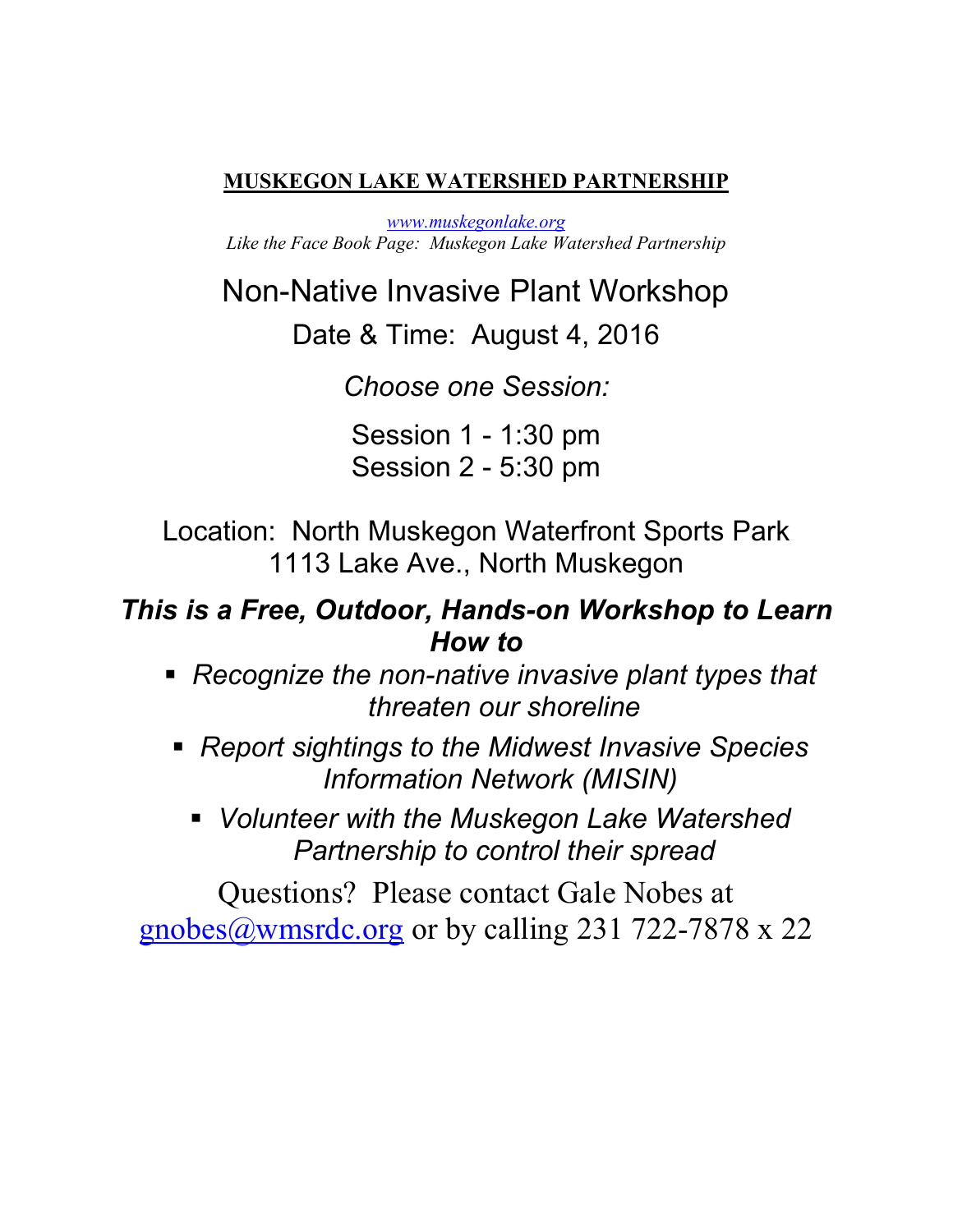# MUSKEGON LAKE WATERSHED PARTNERSHIP

*www.muskegonlake.org*
*Like the Face Book Page: Muskegon Lake Watershed Partnership*

## Non-Native Invasive Plant Workshop

Date & Time: August 4, 2016

*Choose one Session:*

Session 1 - 1:30 pm
Session 2 - 5:30 pm

Location: North Muskegon Waterfront Sports Park
1113 Lake Ave., North Muskegon

***This is a Free, Outdoor, Hands-on Workshop to Learn How to***

- *Recognize the non-native invasive plant types that threaten our shoreline*
- *Report sightings to the Midwest Invasive Species Information Network (MISIN)*
- *Volunteer with the Muskegon Lake Watershed Partnership to control their spread*

Questions? Please contact Gale Nobes at gnobes@wmsrdc.org or by calling 231 722-7878 x 22